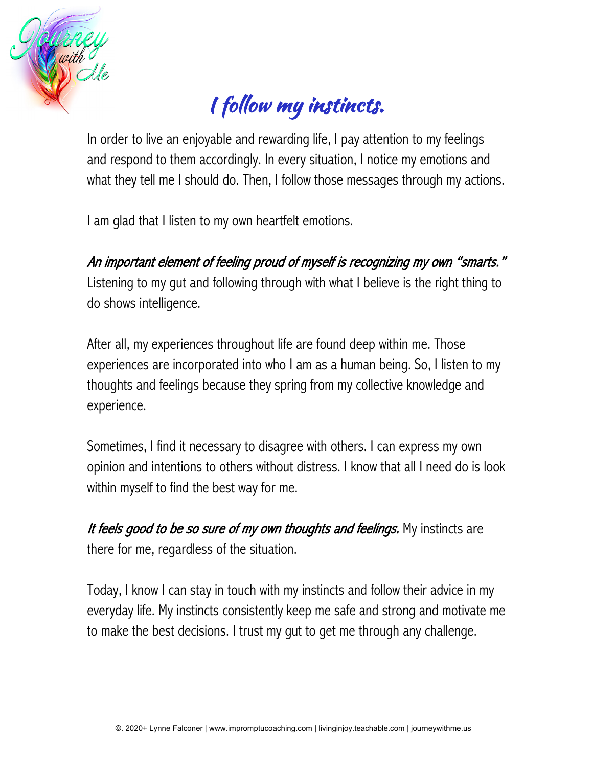# *I follow my instincts.*

In order to live an enjoyable and rewarding life, I pay attention to my feelings and respond to them accordingly. In every situation, I notice my emotions and what they tell me I should do. Then, I follow those messages through my actions.

I am glad that I listen to my own heartfelt emotions.

*An important element of feeling proud of myself is recognizing my own "smarts."* Listening to my gut and following through with what I believe is the right thing to do shows intelligence.

After all, my experiences throughout life are found deep within me. Those experiences are incorporated into who I am as a human being. So, I listen to my thoughts and feelings because they spring from my collective knowledge and experience.

Sometimes, I find it necessary to disagree with others. I can express my own opinion and intentions to others without distress. I know that all I need do is look within myself to find the best way for me.

*It feels good to be so sure of my own thoughts and feelings.* My instincts are there for me, regardless of the situation.

Today, I know I can stay in touch with my instincts and follow their advice in my everyday life. My instincts consistently keep me safe and strong and motivate me to make the best decisions. I trust my gut to get me through any challenge.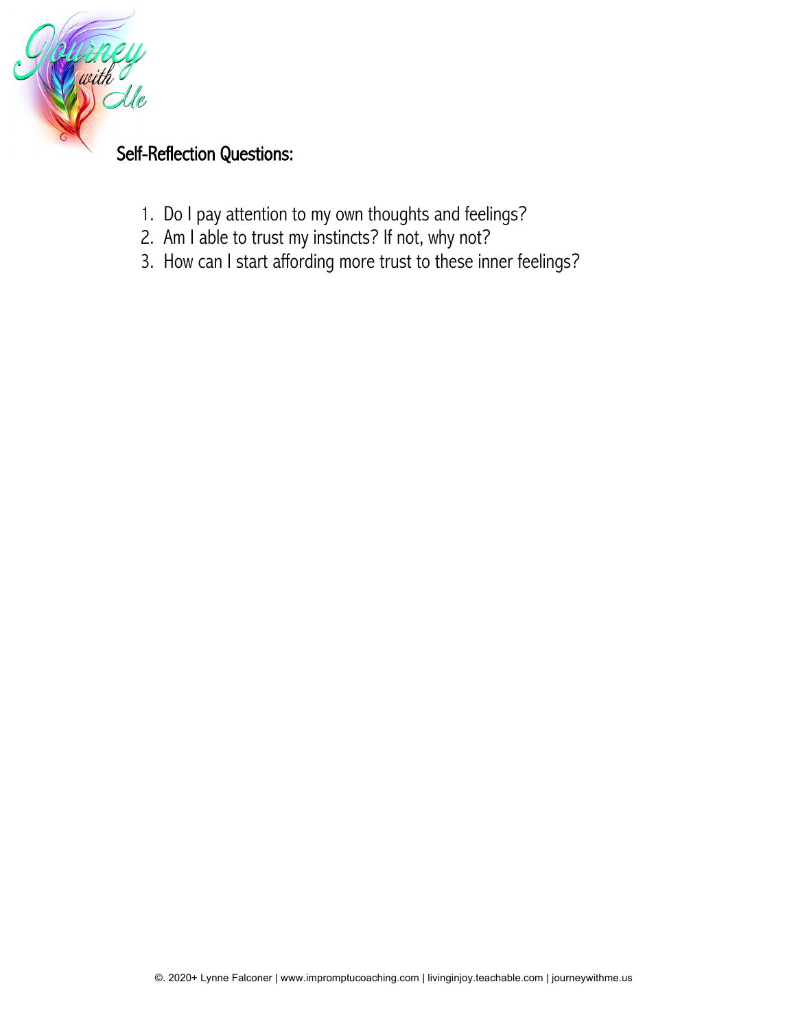## Self-Reflection Questions:

1. Do I pay attention to my own thoughts and feelings?
2. Am I able to trust my instincts? If not, why not?
3. How can I start affording more trust to these inner feelings?